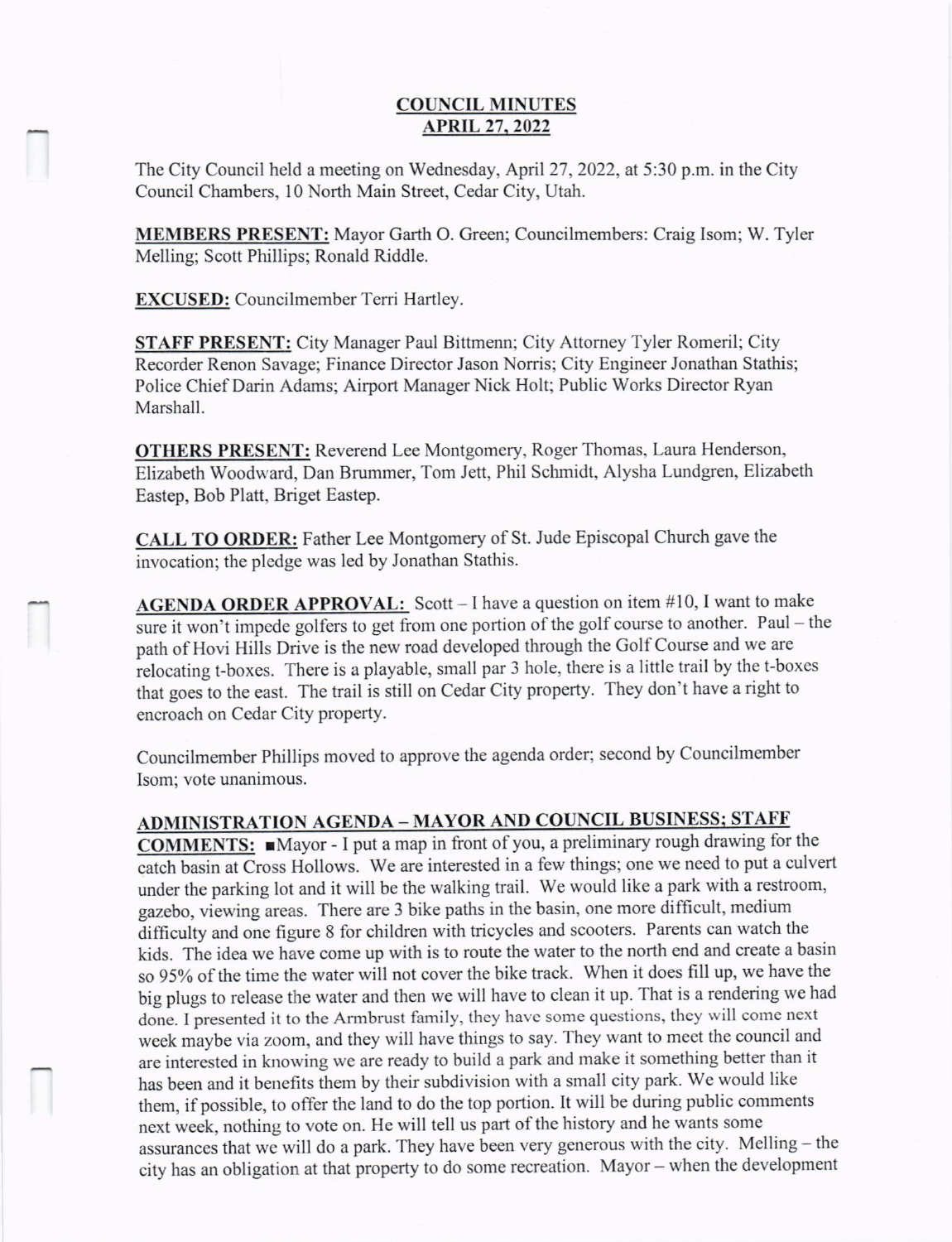# COUNCIL MINUTES
## APRIL 27, 2022

The City Council held a meeting on Wednesday, April 27, 2022, at 5:30 p.m. in the City Council Chambers, 10 North Main Street, Cedar City, Utah.

**MEMBERS PRESENT:** Mayor Garth O. Green; Councilmembers: Craig Isom; W. Tyler Melling; Scott Phillips; Ronald Riddle.

**EXCUSED:** Councilmember Terri Hartley.

**STAFF PRESENT:** City Manager Paul Bittmenn; City Attorney Tyler Romeril; City Recorder Renon Savage; Finance Director Jason Norris; City Engineer Jonathan Stathis; Police Chief Darin Adams; Airport Manager Nick Holt; Public Works Director Ryan Marshall.

**OTHERS PRESENT:** Reverend Lee Montgomery, Roger Thomas, Laura Henderson, Elizabeth Woodward, Dan Brummer, Tom Jett, Phil Schmidt, Alysha Lundgren, Elizabeth Eastep, Bob Platt, Briget Eastep.

**CALL TO ORDER:** Father Lee Montgomery of St. Jude Episcopal Church gave the invocation; the pledge was led by Jonathan Stathis.

**AGENDA ORDER APPROVAL:** Scott – I have a question on item #10, I want to make sure it won't impede golfers to get from one portion of the golf course to another. Paul – the path of Hovi Hills Drive is the new road developed through the Golf Course and we are relocating t-boxes. There is a playable, small par 3 hole, there is a little trail by the t-boxes that goes to the east. The trail is still on Cedar City property. They don't have a right to encroach on Cedar City property.

Councilmember Phillips moved to approve the agenda order; second by Councilmember Isom; vote unanimous.

**ADMINISTRATION AGENDA – MAYOR AND COUNCIL BUSINESS; STAFF COMMENTS:** ■Mayor - I put a map in front of you, a preliminary rough drawing for the catch basin at Cross Hollows. We are interested in a few things; one we need to put a culvert under the parking lot and it will be the walking trail. We would like a park with a restroom, gazebo, viewing areas. There are 3 bike paths in the basin, one more difficult, medium difficulty and one figure 8 for children with tricycles and scooters. Parents can watch the kids. The idea we have come up with is to route the water to the north end and create a basin so 95% of the time the water will not cover the bike track. When it does fill up, we have the big plugs to release the water and then we will have to clean it up. That is a rendering we had done. I presented it to the Armbrust family, they have some questions, they will come next week maybe via zoom, and they will have things to say. They want to meet the council and are interested in knowing we are ready to build a park and make it something better than it has been and it benefits them by their subdivision with a small city park. We would like them, if possible, to offer the land to do the top portion. It will be during public comments next week, nothing to vote on. He will tell us part of the history and he wants some assurances that we will do a park. They have been very generous with the city. Melling – the city has an obligation at that property to do some recreation. Mayor – when the development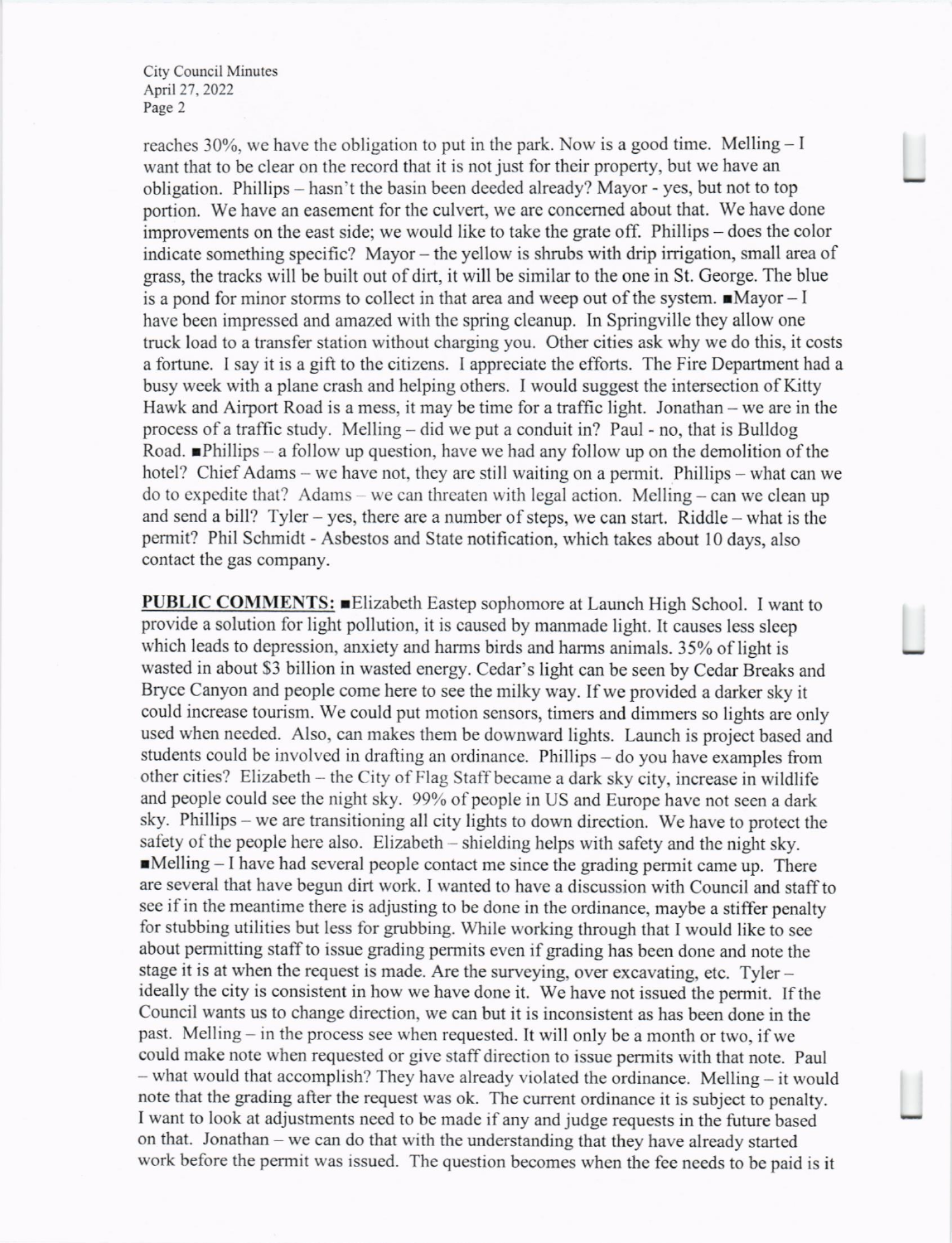reaches 30%, we have the obligation to put in the park. Now is a good time. Melling – I want that to be clear on the record that it is not just for their property, but we have an obligation. Phillips – hasn't the basin been deeded already? Mayor - yes, but not to top portion. We have an easement for the culvert, we are concerned about that. We have done improvements on the east side; we would like to take the grate off. Phillips – does the color indicate something specific? Mayor – the yellow is shrubs with drip irrigation, small area of grass, the tracks will be built out of dirt, it will be similar to the one in St. George. The blue is a pond for minor storms to collect in that area and weep out of the system. ■Mayor – I have been impressed and amazed with the spring cleanup. In Springville they allow one truck load to a transfer station without charging you. Other cities ask why we do this, it costs a fortune. I say it is a gift to the citizens. I appreciate the efforts. The Fire Department had a busy week with a plane crash and helping others. I would suggest the intersection of Kitty Hawk and Airport Road is a mess, it may be time for a traffic light. Jonathan – we are in the process of a traffic study. Melling – did we put a conduit in? Paul - no, that is Bulldog Road. ■Phillips – a follow up question, have we had any follow up on the demolition of the hotel? Chief Adams – we have not, they are still waiting on a permit. Phillips – what can we do to expedite that? Adams – we can threaten with legal action. Melling – can we clean up and send a bill? Tyler – yes, there are a number of steps, we can start. Riddle – what is the permit? Phil Schmidt - Asbestos and State notification, which takes about 10 days, also contact the gas company.

**PUBLIC COMMENTS:** ■Elizabeth Eastep sophomore at Launch High School. I want to provide a solution for light pollution, it is caused by manmade light. It causes less sleep which leads to depression, anxiety and harms birds and harms animals. 35% of light is wasted in about $3 billion in wasted energy. Cedar's light can be seen by Cedar Breaks and Bryce Canyon and people come here to see the milky way. If we provided a darker sky it could increase tourism. We could put motion sensors, timers and dimmers so lights are only used when needed. Also, can makes them be downward lights. Launch is project based and students could be involved in drafting an ordinance. Phillips – do you have examples from other cities? Elizabeth – the City of Flag Staff became a dark sky city, increase in wildlife and people could see the night sky. 99% of people in US and Europe have not seen a dark sky. Phillips – we are transitioning all city lights to down direction. We have to protect the safety of the people here also. Elizabeth – shielding helps with safety and the night sky. ■Melling – I have had several people contact me since the grading permit came up. There are several that have begun dirt work. I wanted to have a discussion with Council and staff to see if in the meantime there is adjusting to be done in the ordinance, maybe a stiffer penalty for stubbing utilities but less for grubbing. While working through that I would like to see about permitting staff to issue grading permits even if grading has been done and note the stage it is at when the request is made. Are the surveying, over excavating, etc. Tyler – ideally the city is consistent in how we have done it. We have not issued the permit. If the Council wants us to change direction, we can but it is inconsistent as has been done in the past. Melling – in the process see when requested. It will only be a month or two, if we could make note when requested or give staff direction to issue permits with that note. Paul – what would that accomplish? They have already violated the ordinance. Melling – it would note that the grading after the request was ok. The current ordinance it is subject to penalty. I want to look at adjustments need to be made if any and judge requests in the future based on that. Jonathan – we can do that with the understanding that they have already started work before the permit was issued. The question becomes when the fee needs to be paid is it